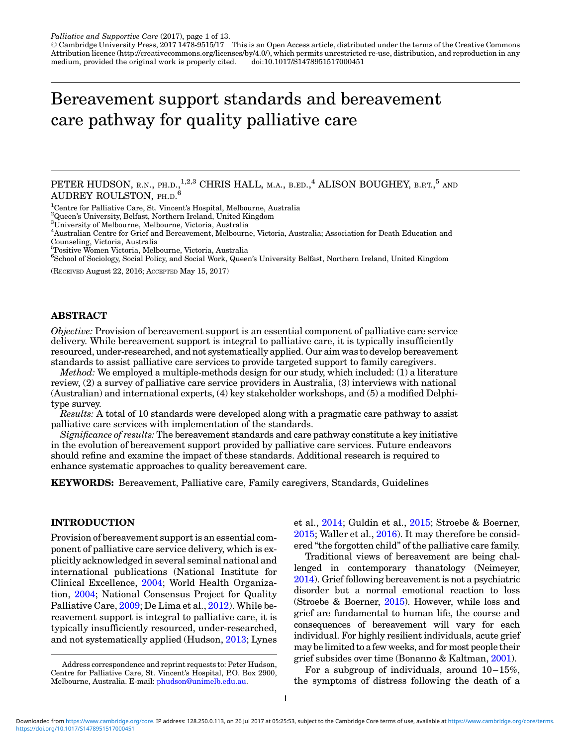Palliative and Supportive Care (2017), page 1 of 13.
© Cambridge University Press, 2017 1478-9515/17 This is an Open Access article, distributed under the terms of the Creative Commons Attribution licence (http://creativecommons.org/licenses/by/4.0/), which permits unrestricted re-use, distribution, and reproduction in any medium, provided the original work is properly cited. doi:10.1017/S1478951517000451

# Bereavement support standards and bereavement care pathway for quality palliative care

PETER HUDSON, R.N., PH.D.,[1,2,3] CHRIS HALL, M.A., B.ED.,[4] ALISON BOUGHEY, B.P.T.,[5] AND AUDREY ROULSTON, PH.D.[6]

[1]Centre for Palliative Care, St. Vincent's Hospital, Melbourne, Australia
[2]Queen's University, Belfast, Northern Ireland, United Kingdom
[3]University of Melbourne, Melbourne, Victoria, Australia
[4]Australian Centre for Grief and Bereavement, Melbourne, Victoria, Australia; Association for Death Education and Counseling, Victoria, Australia
[5]Positive Women Victoria, Melbourne, Victoria, Australia
[6]School of Sociology, Social Policy, and Social Work, Queen's University Belfast, Northern Ireland, United Kingdom

(RECEIVED August 22, 2016; ACCEPTED May 15, 2017)

## ABSTRACT

*Objective:* Provision of bereavement support is an essential component of palliative care service delivery. While bereavement support is integral to palliative care, it is typically insufficiently resourced, under-researched, and not systematically applied. Our aim was to develop bereavement standards to assist palliative care services to provide targeted support to family caregivers.

*Method:* We employed a multiple-methods design for our study, which included: (1) a literature review, (2) a survey of palliative care service providers in Australia, (3) interviews with national (Australian) and international experts, (4) key stakeholder workshops, and (5) a modified Delphi-type survey.

*Results:* A total of 10 standards were developed along with a pragmatic care pathway to assist palliative care services with implementation of the standards.

*Significance of results:* The bereavement standards and care pathway constitute a key initiative in the evolution of bereavement support provided by palliative care services. Future endeavors should refine and examine the impact of these standards. Additional research is required to enhance systematic approaches to quality bereavement care.

**KEYWORDS:** Bereavement, Palliative care, Family caregivers, Standards, Guidelines

## INTRODUCTION

Provision of bereavement support is an essential component of palliative care service delivery, which is explicitly acknowledged in several seminal national and international publications (National Institute for Clinical Excellence, 2004; World Health Organization, 2004; National Consensus Project for Quality Palliative Care, 2009; De Lima et al., 2012). While bereavement support is integral to palliative care, it is typically insufficiently resourced, under-researched, and not systematically applied (Hudson, 2013; Lynes et al., 2014; Guldin et al., 2015; Stroebe & Boerner, 2015; Waller et al., 2016). It may therefore be considered "the forgotten child" of the palliative care family.

Traditional views of bereavement are being challenged in contemporary thanatology (Neimeyer, 2014). Grief following bereavement is not a psychiatric disorder but a normal emotional reaction to loss (Stroebe & Boerner, 2015). However, while loss and grief are fundamental to human life, the course and consequences of bereavement will vary for each individual. For highly resilient individuals, acute grief may be limited to a few weeks, and for most people their grief subsides over time (Bonanno & Kaltman, 2001).

For a subgroup of individuals, around 10–15%, the symptoms of distress following the death of a

Address correspondence and reprint requests to: Peter Hudson, Centre for Palliative Care, St. Vincent's Hospital, P.O. Box 2900, Melbourne, Australia. E-mail: phudson@unimelb.edu.au.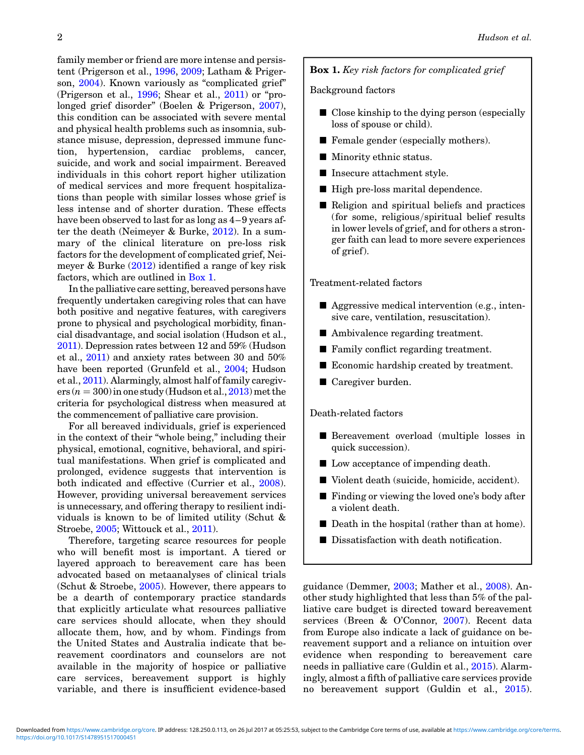family member or friend are more intense and persistent (Prigerson et al., 1996, 2009; Latham & Prigerson, 2004). Known variously as "complicated grief" (Prigerson et al., 1996; Shear et al., 2011) or "prolonged grief disorder" (Boelen & Prigerson, 2007), this condition can be associated with severe mental and physical health problems such as insomnia, substance misuse, depression, depressed immune function, hypertension, cardiac problems, cancer, suicide, and work and social impairment. Bereaved individuals in this cohort report higher utilization of medical services and more frequent hospitalizations than people with similar losses whose grief is less intense and of shorter duration. These effects have been observed to last for as long as 4–9 years after the death (Neimeyer & Burke, 2012). In a summary of the clinical literature on pre-loss risk factors for the development of complicated grief, Neimeyer & Burke (2012) identified a range of key risk factors, which are outlined in Box 1.

> **Box 1.** *Key risk factors for complicated grief*
>
> Background factors
>
> - Close kinship to the dying person (especially loss of spouse or child).
> - Female gender (especially mothers).
> - Minority ethnic status.
> - Insecure attachment style.
> - High pre-loss marital dependence.
> - Religion and spiritual beliefs and practices (for some, religious/spiritual belief results in lower levels of grief, and for others a stronger faith can lead to more severe experiences of grief).
>
> Treatment-related factors
>
> - Aggressive medical intervention (e.g., intensive care, ventilation, resuscitation).
> - Ambivalence regarding treatment.
> - Family conflict regarding treatment.
> - Economic hardship created by treatment.
> - Caregiver burden.
>
> Death-related factors
>
> - Bereavement overload (multiple losses in quick succession).
> - Low acceptance of impending death.
> - Violent death (suicide, homicide, accident).
> - Finding or viewing the loved one's body after a violent death.
> - Death in the hospital (rather than at home).
> - Dissatisfaction with death notification.

In the palliative care setting, bereaved persons have frequently undertaken caregiving roles that can have both positive and negative features, with caregivers prone to physical and psychological morbidity, financial disadvantage, and social isolation (Hudson et al., 2011). Depression rates between 12 and 59% (Hudson et al., 2011) and anxiety rates between 30 and 50% have been reported (Grunfeld et al., 2004; Hudson et al., 2011). Alarmingly, almost half of family caregivers ($n = 300$) in one study (Hudson et al., 2013) met the criteria for psychological distress when measured at the commencement of palliative care provision.

For all bereaved individuals, grief is experienced in the context of their "whole being," including their physical, emotional, cognitive, behavioral, and spiritual manifestations. When grief is complicated and prolonged, evidence suggests that intervention is both indicated and effective (Currier et al., 2008). However, providing universal bereavement services is unnecessary, and offering therapy to resilient individuals is known to be of limited utility (Schut & Stroebe, 2005; Wittouck et al., 2011).

Therefore, targeting scarce resources for people who will benefit most is important. A tiered or layered approach to bereavement care has been advocated based on metaanalyses of clinical trials (Schut & Stroebe, 2005). However, there appears to be a dearth of contemporary practice standards that explicitly articulate what resources palliative care services should allocate, when they should allocate them, how, and by whom. Findings from the United States and Australia indicate that bereavement coordinators and counselors are not available in the majority of hospice or palliative care services, bereavement support is highly variable, and there is insufficient evidence-based guidance (Demmer, 2003; Mather et al., 2008). Another study highlighted that less than 5% of the palliative care budget is directed toward bereavement services (Breen & O'Connor, 2007). Recent data from Europe also indicate a lack of guidance on bereavement support and a reliance on intuition over evidence when responding to bereavement care needs in palliative care (Guldin et al., 2015). Alarmingly, almost a fifth of palliative care services provide no bereavement support (Guldin et al., 2015).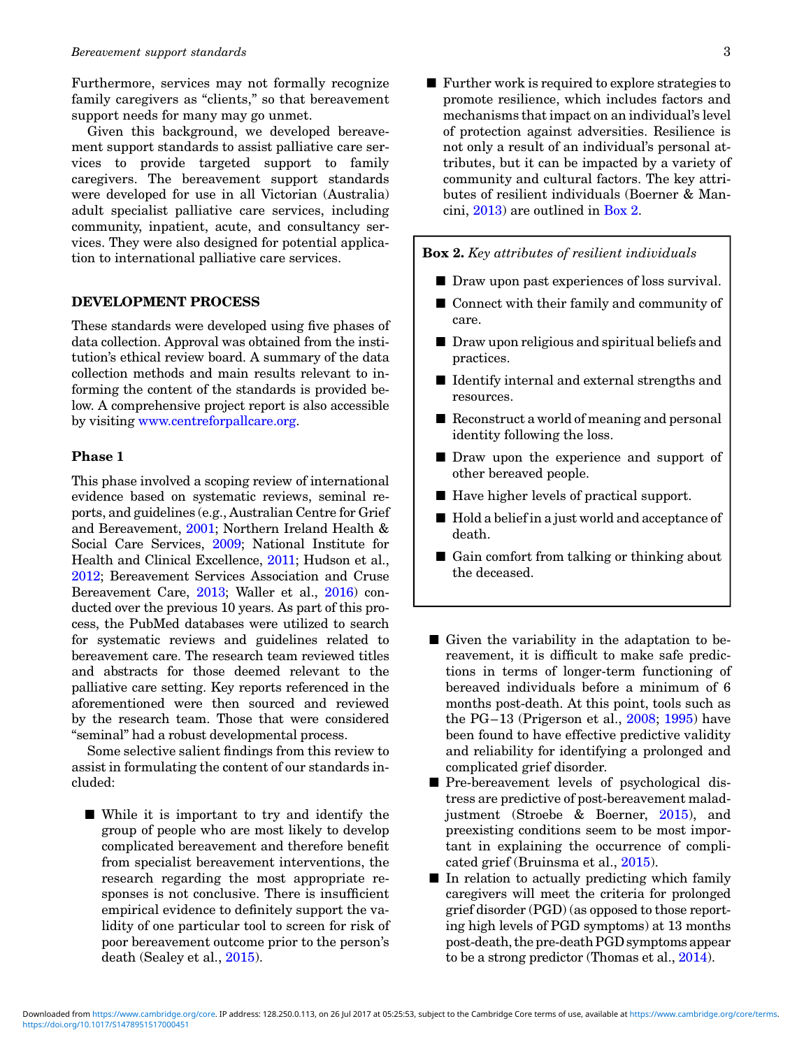Furthermore, services may not formally recognize family caregivers as "clients," so that bereavement support needs for many may go unmet.

Given this background, we developed bereavement support standards to assist palliative care services to provide targeted support to family caregivers. The bereavement support standards were developed for use in all Victorian (Australia) adult specialist palliative care services, including community, inpatient, acute, and consultancy services. They were also designed for potential application to international palliative care services.

## DEVELOPMENT PROCESS

These standards were developed using five phases of data collection. Approval was obtained from the institution's ethical review board. A summary of the data collection methods and main results relevant to informing the content of the standards is provided below. A comprehensive project report is also accessible by visiting www.centreforpallcare.org.

### Phase 1

This phase involved a scoping review of international evidence based on systematic reviews, seminal reports, and guidelines (e.g., Australian Centre for Grief and Bereavement, 2001; Northern Ireland Health & Social Care Services, 2009; National Institute for Health and Clinical Excellence, 2011; Hudson et al., 2012; Bereavement Services Association and Cruse Bereavement Care, 2013; Waller et al., 2016) conducted over the previous 10 years. As part of this process, the PubMed databases were utilized to search for systematic reviews and guidelines related to bereavement care. The research team reviewed titles and abstracts for those deemed relevant to the palliative care setting. Key reports referenced in the aforementioned were then sourced and reviewed by the research team. Those that were considered "seminal" had a robust developmental process.

Some selective salient findings from this review to assist in formulating the content of our standards included:

- While it is important to try and identify the group of people who are most likely to develop complicated bereavement and therefore benefit from specialist bereavement interventions, the research regarding the most appropriate responses is not conclusive. There is insufficient empirical evidence to definitely support the validity of one particular tool to screen for risk of poor bereavement outcome prior to the person's death (Sealey et al., 2015).
- Further work is required to explore strategies to promote resilience, which includes factors and mechanisms that impact on an individual's level of protection against adversities. Resilience is not only a result of an individual's personal attributes, but it can be impacted by a variety of community and cultural factors. The key attributes of resilient individuals (Boerner & Mancini, 2013) are outlined in Box 2.

> **Box 2.** *Key attributes of resilient individuals*
>
> - Draw upon past experiences of loss survival.
> - Connect with their family and community of care.
> - Draw upon religious and spiritual beliefs and practices.
> - Identify internal and external strengths and resources.
> - Reconstruct a world of meaning and personal identity following the loss.
> - Draw upon the experience and support of other bereaved people.
> - Have higher levels of practical support.
> - Hold a belief in a just world and acceptance of death.
> - Gain comfort from talking or thinking about the deceased.

- Given the variability in the adaptation to bereavement, it is difficult to make safe predictions in terms of longer-term functioning of bereaved individuals before a minimum of 6 months post-death. At this point, tools such as the PG–13 (Prigerson et al., 2008; 1995) have been found to have effective predictive validity and reliability for identifying a prolonged and complicated grief disorder.
- Pre-bereavement levels of psychological distress are predictive of post-bereavement maladjustment (Stroebe & Boerner, 2015), and preexisting conditions seem to be most important in explaining the occurrence of complicated grief (Bruinsma et al., 2015).
- In relation to actually predicting which family caregivers will meet the criteria for prolonged grief disorder (PGD) (as opposed to those reporting high levels of PGD symptoms) at 13 months post-death, the pre-death PGD symptoms appear to be a strong predictor (Thomas et al., 2014).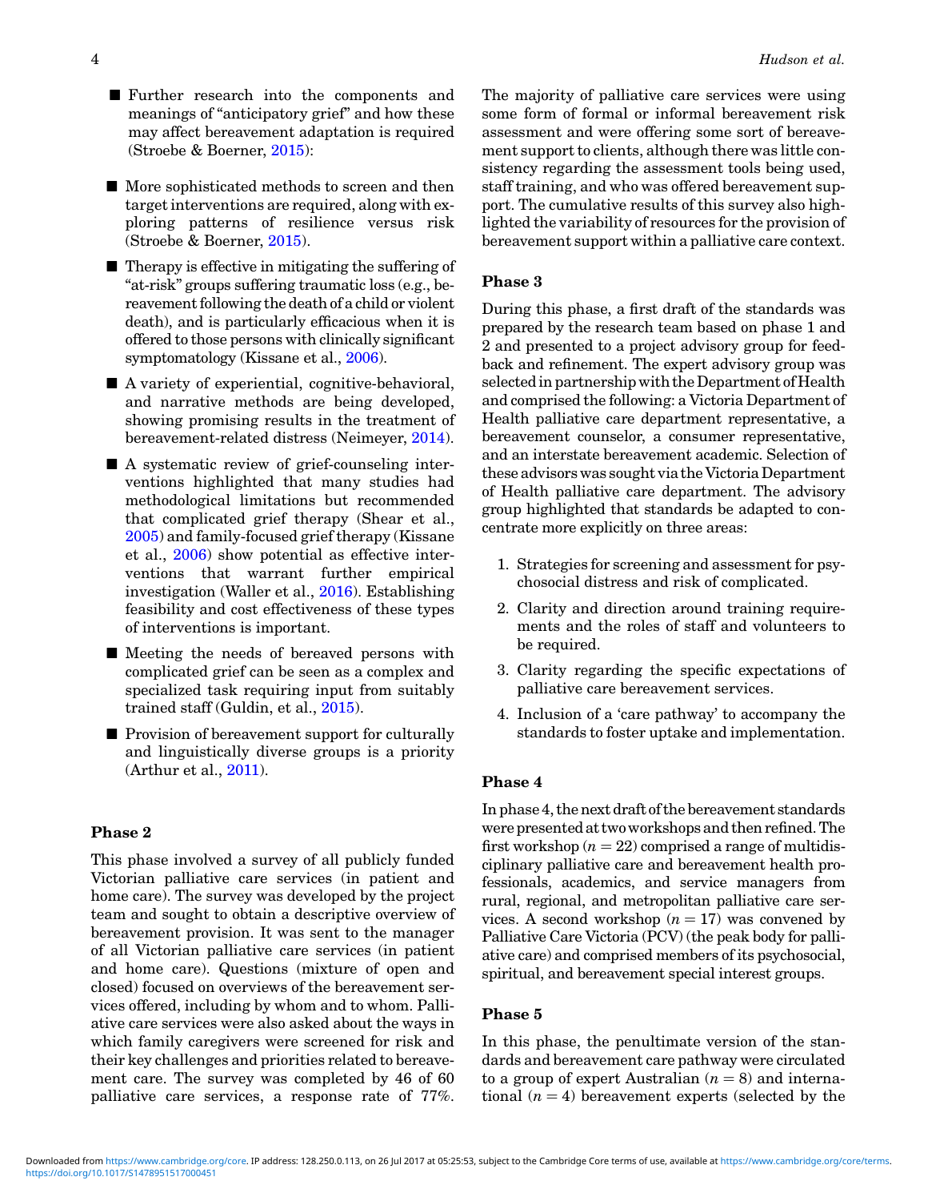- Further research into the components and meanings of "anticipatory grief" and how these may affect bereavement adaptation is required (Stroebe & Boerner, 2015):
- More sophisticated methods to screen and then target interventions are required, along with exploring patterns of resilience versus risk (Stroebe & Boerner, 2015).
- Therapy is effective in mitigating the suffering of "at-risk" groups suffering traumatic loss (e.g., bereavement following the death of a child or violent death), and is particularly efficacious when it is offered to those persons with clinically significant symptomatology (Kissane et al., 2006).
- A variety of experiential, cognitive-behavioral, and narrative methods are being developed, showing promising results in the treatment of bereavement-related distress (Neimeyer, 2014).
- A systematic review of grief-counseling interventions highlighted that many studies had methodological limitations but recommended that complicated grief therapy (Shear et al., 2005) and family-focused grief therapy (Kissane et al., 2006) show potential as effective interventions that warrant further empirical investigation (Waller et al., 2016). Establishing feasibility and cost effectiveness of these types of interventions is important.
- Meeting the needs of bereaved persons with complicated grief can be seen as a complex and specialized task requiring input from suitably trained staff (Guldin, et al., 2015).
- Provision of bereavement support for culturally and linguistically diverse groups is a priority (Arthur et al., 2011).

### Phase 2

This phase involved a survey of all publicly funded Victorian palliative care services (in patient and home care). The survey was developed by the project team and sought to obtain a descriptive overview of bereavement provision. It was sent to the manager of all Victorian palliative care services (in patient and home care). Questions (mixture of open and closed) focused on overviews of the bereavement services offered, including by whom and to whom. Palliative care services were also asked about the ways in which family caregivers were screened for risk and their key challenges and priorities related to bereavement care. The survey was completed by 46 of 60 palliative care services, a response rate of 77%. The majority of palliative care services were using some form of formal or informal bereavement risk assessment and were offering some sort of bereavement support to clients, although there was little consistency regarding the assessment tools being used, staff training, and who was offered bereavement support. The cumulative results of this survey also highlighted the variability of resources for the provision of bereavement support within a palliative care context.

### Phase 3

During this phase, a first draft of the standards was prepared by the research team based on phase 1 and 2 and presented to a project advisory group for feedback and refinement. The expert advisory group was selected in partnership with the Department of Health and comprised the following: a Victoria Department of Health palliative care department representative, a bereavement counselor, a consumer representative, and an interstate bereavement academic. Selection of these advisors was sought via the Victoria Department of Health palliative care department. The advisory group highlighted that standards be adapted to concentrate more explicitly on three areas:

1. Strategies for screening and assessment for psychosocial distress and risk of complicated.
2. Clarity and direction around training requirements and the roles of staff and volunteers to be required.
3. Clarity regarding the specific expectations of palliative care bereavement services.
4. Inclusion of a 'care pathway' to accompany the standards to foster uptake and implementation.

### Phase 4

In phase 4, the next draft of the bereavement standards were presented at two workshops and then refined. The first workshop ($n = 22$) comprised a range of multidisciplinary palliative care and bereavement health professionals, academics, and service managers from rural, regional, and metropolitan palliative care services. A second workshop ($n = 17$) was convened by Palliative Care Victoria (PCV) (the peak body for palliative care) and comprised members of its psychosocial, spiritual, and bereavement special interest groups.

### Phase 5

In this phase, the penultimate version of the standards and bereavement care pathway were circulated to a group of expert Australian ($n = 8$) and international ($n = 4$) bereavement experts (selected by the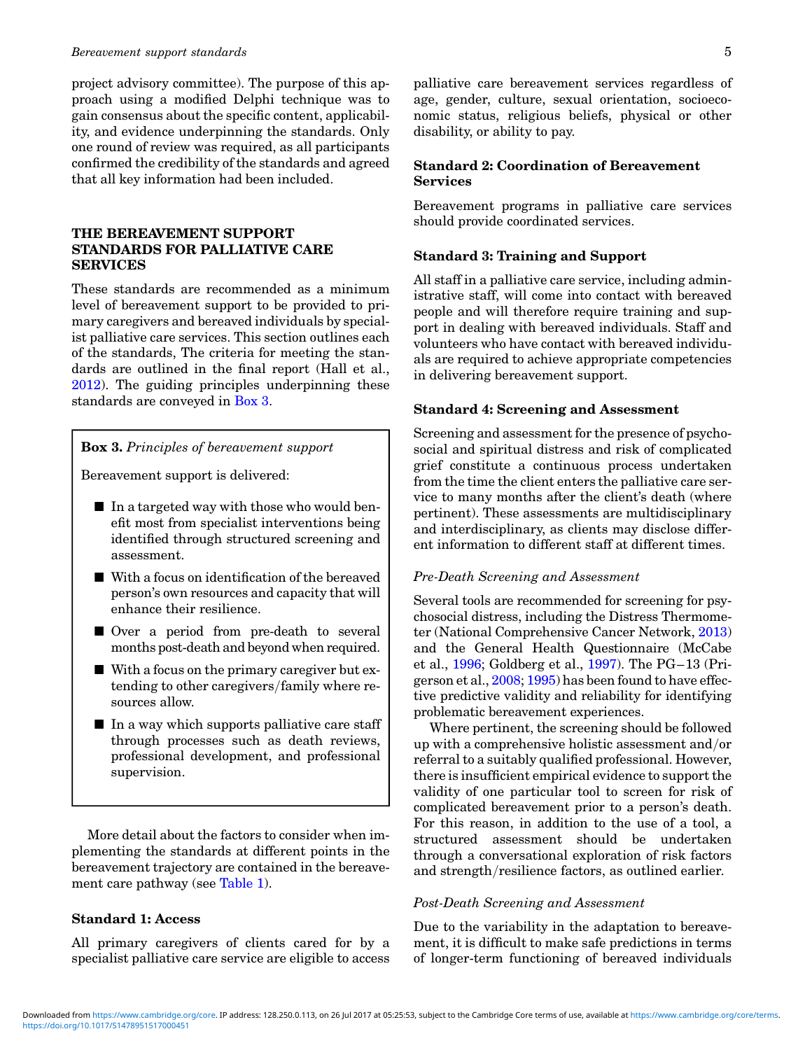project advisory committee). The purpose of this approach using a modified Delphi technique was to gain consensus about the specific content, applicability, and evidence underpinning the standards. Only one round of review was required, as all participants confirmed the credibility of the standards and agreed that all key information had been included.

## THE BEREAVEMENT SUPPORT STANDARDS FOR PALLIATIVE CARE SERVICES

These standards are recommended as a minimum level of bereavement support to be provided to primary caregivers and bereaved individuals by specialist palliative care services. This section outlines each of the standards, The criteria for meeting the standards are outlined in the final report (Hall et al., 2012). The guiding principles underpinning these standards are conveyed in Box 3.

> **Box 3.** *Principles of bereavement support*
>
> Bereavement support is delivered:
>
> - In a targeted way with those who would benefit most from specialist interventions being identified through structured screening and assessment.
> - With a focus on identification of the bereaved person's own resources and capacity that will enhance their resilience.
> - Over a period from pre-death to several months post-death and beyond when required.
> - With a focus on the primary caregiver but extending to other caregivers/family where resources allow.
> - In a way which supports palliative care staff through processes such as death reviews, professional development, and professional supervision.

More detail about the factors to consider when implementing the standards at different points in the bereavement trajectory are contained in the bereavement care pathway (see Table 1).

### Standard 1: Access

All primary caregivers of clients cared for by a specialist palliative care service are eligible to access palliative care bereavement services regardless of age, gender, culture, sexual orientation, socioeconomic status, religious beliefs, physical or other disability, or ability to pay.

### Standard 2: Coordination of Bereavement Services

Bereavement programs in palliative care services should provide coordinated services.

### Standard 3: Training and Support

All staff in a palliative care service, including administrative staff, will come into contact with bereaved people and will therefore require training and support in dealing with bereaved individuals. Staff and volunteers who have contact with bereaved individuals are required to achieve appropriate competencies in delivering bereavement support.

### Standard 4: Screening and Assessment

Screening and assessment for the presence of psychosocial and spiritual distress and risk of complicated grief constitute a continuous process undertaken from the time the client enters the palliative care service to many months after the client's death (where pertinent). These assessments are multidisciplinary and interdisciplinary, as clients may disclose different information to different staff at different times.

#### *Pre-Death Screening and Assessment*

Several tools are recommended for screening for psychosocial distress, including the Distress Thermometer (National Comprehensive Cancer Network, 2013) and the General Health Questionnaire (McCabe et al., 1996; Goldberg et al., 1997). The PG−13 (Prigerson et al., 2008; 1995) has been found to have effective predictive validity and reliability for identifying problematic bereavement experiences.

Where pertinent, the screening should be followed up with a comprehensive holistic assessment and/or referral to a suitably qualified professional. However, there is insufficient empirical evidence to support the validity of one particular tool to screen for risk of complicated bereavement prior to a person's death. For this reason, in addition to the use of a tool, a structured assessment should be undertaken through a conversational exploration of risk factors and strength/resilience factors, as outlined earlier.

#### *Post-Death Screening and Assessment*

Due to the variability in the adaptation to bereavement, it is difficult to make safe predictions in terms of longer-term functioning of bereaved individuals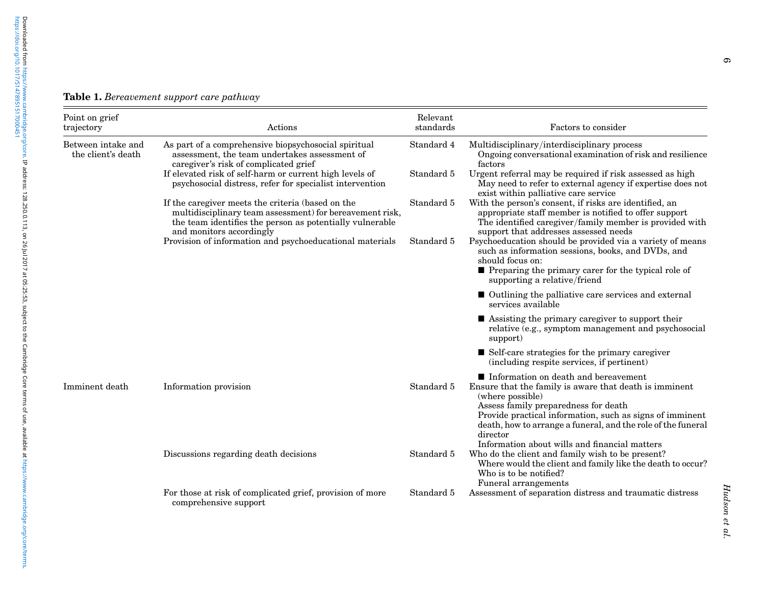**Table 1.** *Bereavement support care pathway*

| Point on grief trajectory | Actions | Relevant standards | Factors to consider |
|---|---|---|---|
| Between intake and the client's death | As part of a comprehensive biopsychosocial spiritual assessment, the team undertakes assessment of caregiver's risk of complicated grief | Standard 4 | Multidisciplinary/interdisciplinary process<br>Ongoing conversational examination of risk and resilience factors |
| | If elevated risk of self-harm or current high levels of psychosocial distress, refer for specialist intervention | Standard 5 | Urgent referral may be required if risk assessed as high<br>May need to refer to external agency if expertise does not exist within palliative care service |
| | If the caregiver meets the criteria (based on the multidisciplinary team assessment) for bereavement risk, the team identifies the person as potentially vulnerable and monitors accordingly | Standard 5 | With the person's consent, if risks are identified, an appropriate staff member is notified to offer support<br>The identified caregiver/family member is provided with support that addresses assessed needs |
| | Provision of information and psychoeducational materials | Standard 5 | Psychoeducation should be provided via a variety of means such as information sessions, books, and DVDs, and should focus on:<br>■ Preparing the primary carer for the typical role of supporting a relative/friend<br>■ Outlining the palliative care services and external services available<br>■ Assisting the primary caregiver to support their relative (e.g., symptom management and psychosocial support)<br>■ Self-care strategies for the primary caregiver (including respite services, if pertinent)<br>■ Information on death and bereavement |
| Imminent death | Information provision | Standard 5 | Ensure that the family is aware that death is imminent (where possible)<br>Assess family preparedness for death<br>Provide practical information, such as signs of imminent death, how to arrange a funeral, and the role of the funeral director<br>Information about wills and financial matters |
| | Discussions regarding death decisions | Standard 5 | Who do the client and family wish to be present?<br>Where would the client and family like the death to occur?<br>Who is to be notified?<br>Funeral arrangements |
| | For those at risk of complicated grief, provision of more comprehensive support | Standard 5 | Assessment of separation distress and traumatic distress |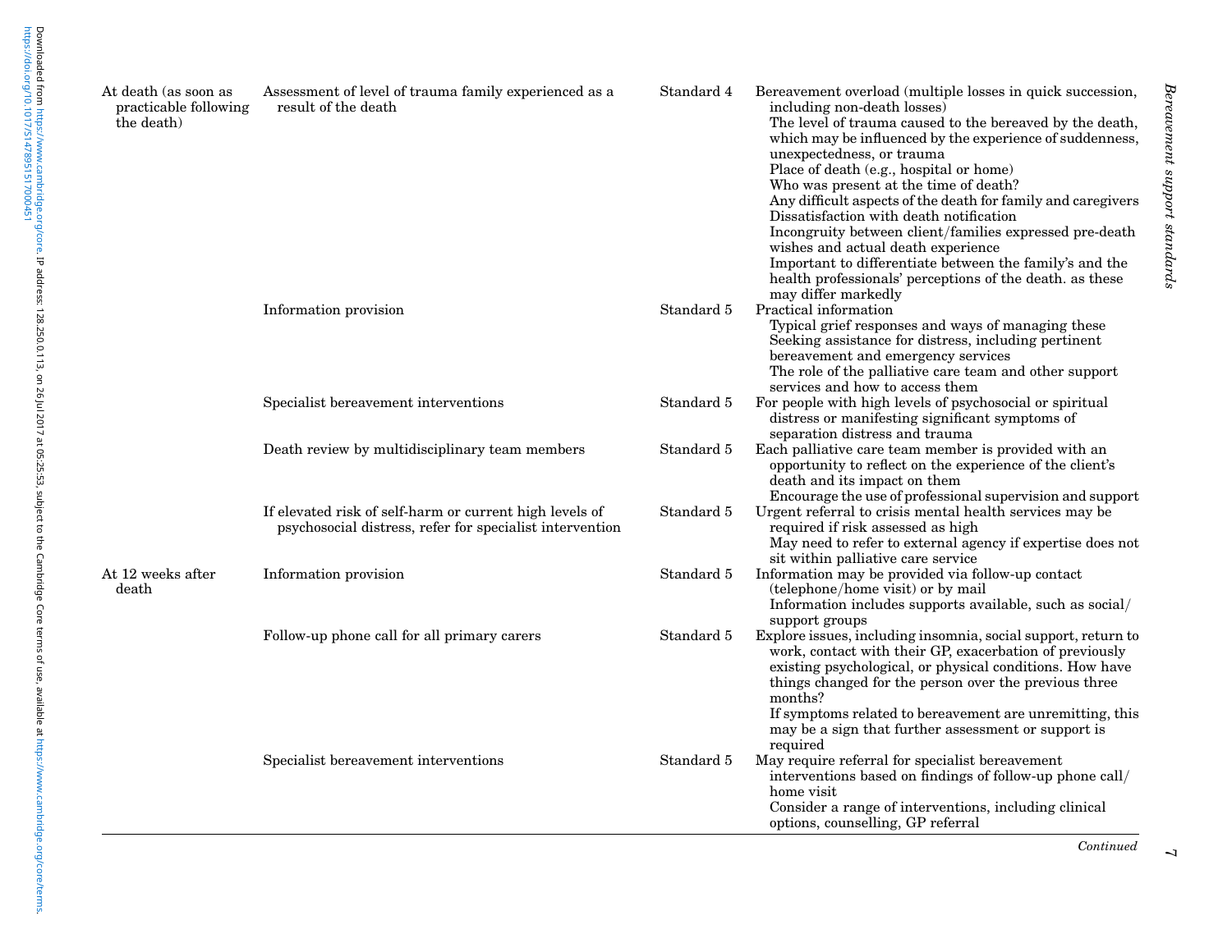| | | | |
|---|---|---|---|
| At death (as soon as practicable following the death) | Assessment of level of trauma family experienced as a result of the death | Standard 4 | Bereavement overload (multiple losses in quick succession, including non-death losses)<br>The level of trauma caused to the bereaved by the death, which may be influenced by the experience of suddenness, unexpectedness, or trauma<br>Place of death (e.g., hospital or home)<br>Who was present at the time of death?<br>Any difficult aspects of the death for family and caregivers<br>Dissatisfaction with death notification<br>Incongruity between client/families expressed pre-death wishes and actual death experience<br>Important to differentiate between the family's and the health professionals' perceptions of the death. as these may differ markedly |
| | Information provision | Standard 5 | Practical information<br>Typical grief responses and ways of managing these<br>Seeking assistance for distress, including pertinent bereavement and emergency services<br>The role of the palliative care team and other support services and how to access them |
| | Specialist bereavement interventions | Standard 5 | For people with high levels of psychosocial or spiritual distress or manifesting significant symptoms of separation distress and trauma |
| | Death review by multidisciplinary team members | Standard 5 | Each palliative care team member is provided with an opportunity to reflect on the experience of the client's death and its impact on them<br>Encourage the use of professional supervision and support |
| | If elevated risk of self-harm or current high levels of psychosocial distress, refer for specialist intervention | Standard 5 | Urgent referral to crisis mental health services may be required if risk assessed as high<br>May need to refer to external agency if expertise does not sit within palliative care service |
| At 12 weeks after death | Information provision | Standard 5 | Information may be provided via follow-up contact (telephone/home visit) or by mail<br>Information includes supports available, such as social/support groups |
| | Follow-up phone call for all primary carers | Standard 5 | Explore issues, including insomnia, social support, return to work, contact with their GP, exacerbation of previously existing psychological, or physical conditions. How have things changed for the person over the previous three months?<br>If symptoms related to bereavement are unremitting, this may be a sign that further assessment or support is required |
| | Specialist bereavement interventions | Standard 5 | May require referral for specialist bereavement interventions based on findings of follow-up phone call/home visit<br>Consider a range of interventions, including clinical options, counselling, GP referral |

*Continued*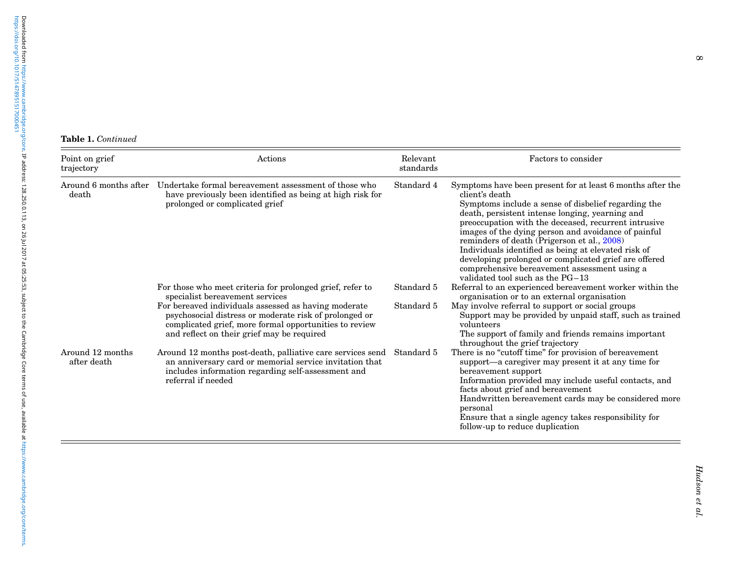**Table 1.** *Continued*

| Point on grief trajectory | Actions | Relevant standards | Factors to consider |
|---|---|---|---|
| Around 6 months after death | Undertake formal bereavement assessment of those who have previously been identified as being at high risk for prolonged or complicated grief | Standard 4 | Symptoms have been present for at least 6 months after the client's death<br>Symptoms include a sense of disbelief regarding the death, persistent intense longing, yearning and preoccupation with the deceased, recurrent intrusive images of the dying person and avoidance of painful reminders of death (Prigerson et al., 2008)<br>Individuals identified as being at elevated risk of developing prolonged or complicated grief are offered comprehensive bereavement assessment using a validated tool such as the PG−13 |
| | For those who meet criteria for prolonged grief, refer to specialist bereavement services | Standard 5 | Referral to an experienced bereavement worker within the organisation or to an external organisation |
| | For bereaved individuals assessed as having moderate psychosocial distress or moderate risk of prolonged or complicated grief, more formal opportunities to review and reflect on their grief may be required | Standard 5 | May involve referral to support or social groups<br>Support may be provided by unpaid staff, such as trained volunteers<br>The support of family and friends remains important throughout the grief trajectory |
| Around 12 months after death | Around 12 months post-death, palliative care services send an anniversary card or memorial service invitation that includes information regarding self-assessment and referral if needed | Standard 5 | There is no "cutoff time" for provision of bereavement support—a caregiver may present it at any time for bereavement support<br>Information provided may include useful contacts, and facts about grief and bereavement<br>Handwritten bereavement cards may be considered more personal<br>Ensure that a single agency takes responsibility for follow-up to reduce duplication |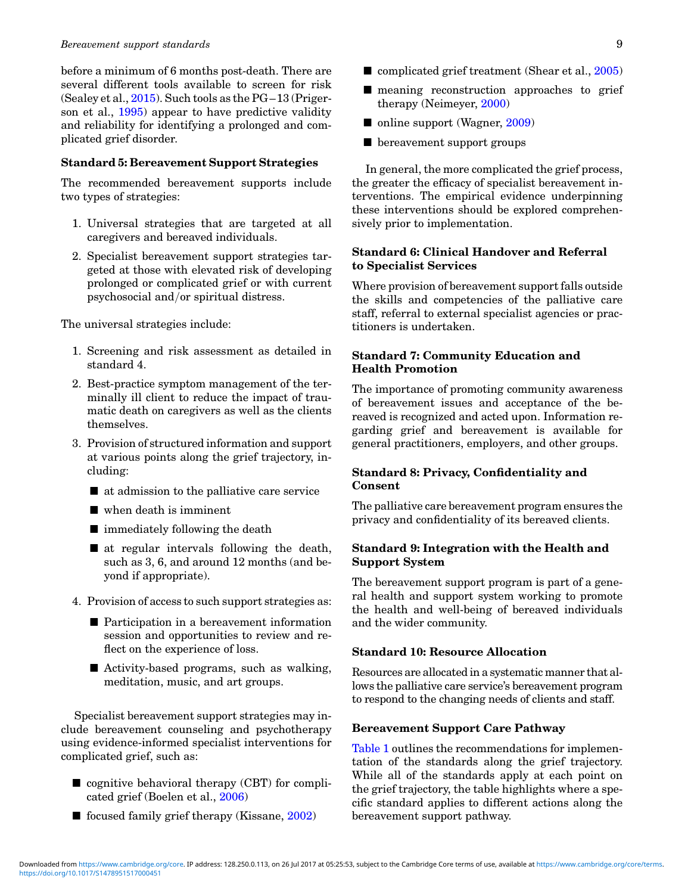before a minimum of 6 months post-death. There are several different tools available to screen for risk (Sealey et al., 2015). Such tools as the PG−13 (Prigerson et al., 1995) appear to have predictive validity and reliability for identifying a prolonged and complicated grief disorder.

### Standard 5: Bereavement Support Strategies

The recommended bereavement supports include two types of strategies:

1. Universal strategies that are targeted at all caregivers and bereaved individuals.
2. Specialist bereavement support strategies targeted at those with elevated risk of developing prolonged or complicated grief or with current psychosocial and/or spiritual distress.

The universal strategies include:

1. Screening and risk assessment as detailed in standard 4.
2. Best-practice symptom management of the terminally ill client to reduce the impact of traumatic death on caregivers as well as the clients themselves.
3. Provision of structured information and support at various points along the grief trajectory, including:
   - at admission to the palliative care service
   - when death is imminent
   - immediately following the death
   - at regular intervals following the death, such as 3, 6, and around 12 months (and beyond if appropriate).
4. Provision of access to such support strategies as:
   - Participation in a bereavement information session and opportunities to review and reflect on the experience of loss.
   - Activity-based programs, such as walking, meditation, music, and art groups.

Specialist bereavement support strategies may include bereavement counseling and psychotherapy using evidence-informed specialist interventions for complicated grief, such as:

- cognitive behavioral therapy (CBT) for complicated grief (Boelen et al., 2006)
- focused family grief therapy (Kissane, 2002)
- complicated grief treatment (Shear et al., 2005)
- meaning reconstruction approaches to grief therapy (Neimeyer, 2000)
- online support (Wagner, 2009)
- bereavement support groups

In general, the more complicated the grief process, the greater the efficacy of specialist bereavement interventions. The empirical evidence underpinning these interventions should be explored comprehensively prior to implementation.

### Standard 6: Clinical Handover and Referral to Specialist Services

Where provision of bereavement support falls outside the skills and competencies of the palliative care staff, referral to external specialist agencies or practitioners is undertaken.

### Standard 7: Community Education and Health Promotion

The importance of promoting community awareness of bereavement issues and acceptance of the bereaved is recognized and acted upon. Information regarding grief and bereavement is available for general practitioners, employers, and other groups.

### Standard 8: Privacy, Confidentiality and Consent

The palliative care bereavement program ensures the privacy and confidentiality of its bereaved clients.

### Standard 9: Integration with the Health and Support System

The bereavement support program is part of a general health and support system working to promote the health and well-being of bereaved individuals and the wider community.

### Standard 10: Resource Allocation

Resources are allocated in a systematic manner that allows the palliative care service's bereavement program to respond to the changing needs of clients and staff.

### Bereavement Support Care Pathway

Table 1 outlines the recommendations for implementation of the standards along the grief trajectory. While all of the standards apply at each point on the grief trajectory, the table highlights where a specific standard applies to different actions along the bereavement support pathway.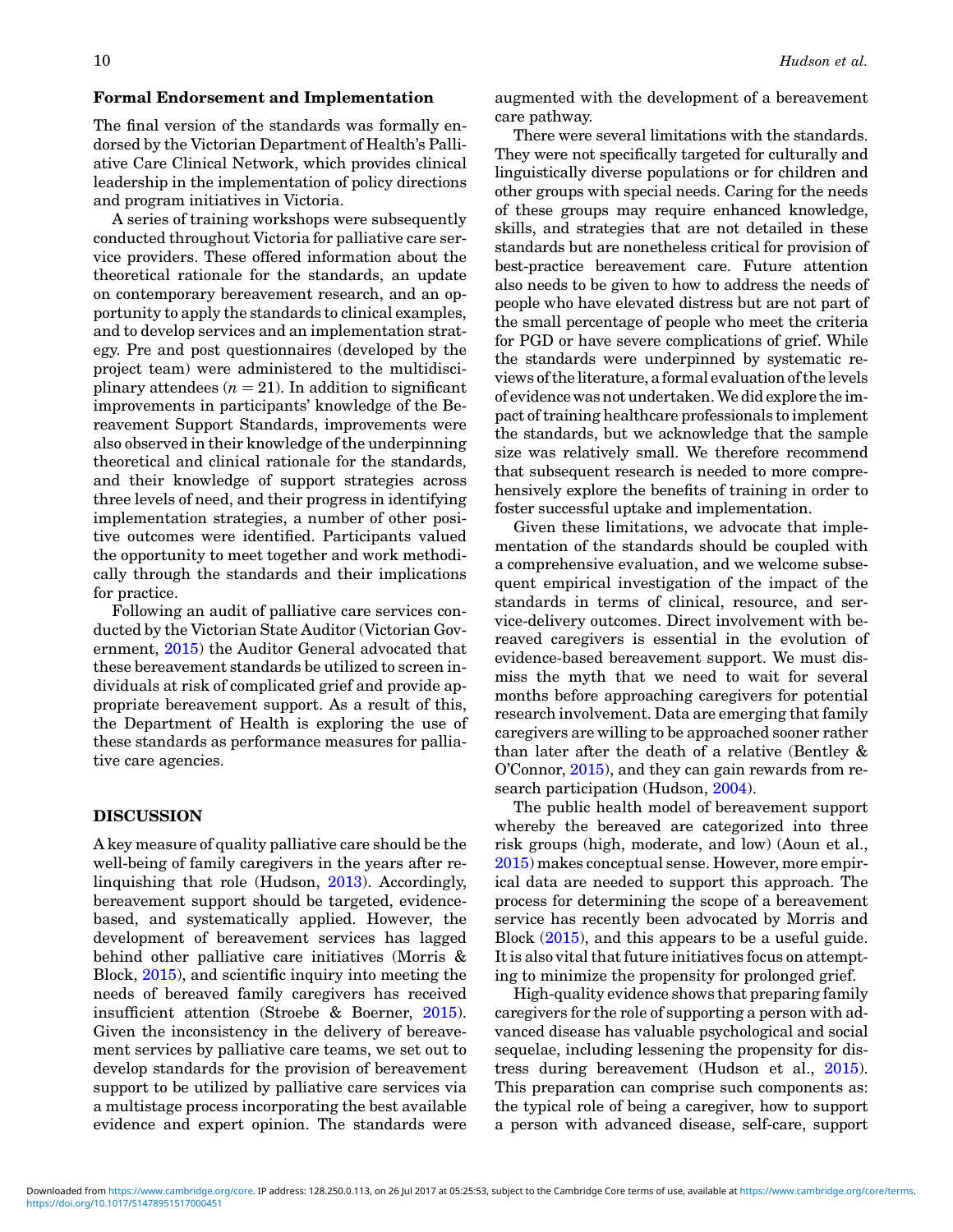### Formal Endorsement and Implementation

The final version of the standards was formally endorsed by the Victorian Department of Health's Palliative Care Clinical Network, which provides clinical leadership in the implementation of policy directions and program initiatives in Victoria.

A series of training workshops were subsequently conducted throughout Victoria for palliative care service providers. These offered information about the theoretical rationale for the standards, an update on contemporary bereavement research, and an opportunity to apply the standards to clinical examples, and to develop services and an implementation strategy. Pre and post questionnaires (developed by the project team) were administered to the multidisciplinary attendees ($n = 21$). In addition to significant improvements in participants' knowledge of the Bereavement Support Standards, improvements were also observed in their knowledge of the underpinning theoretical and clinical rationale for the standards, and their knowledge of support strategies across three levels of need, and their progress in identifying implementation strategies, a number of other positive outcomes were identified. Participants valued the opportunity to meet together and work methodically through the standards and their implications for practice.

Following an audit of palliative care services conducted by the Victorian State Auditor (Victorian Government, 2015) the Auditor General advocated that these bereavement standards be utilized to screen individuals at risk of complicated grief and provide appropriate bereavement support. As a result of this, the Department of Health is exploring the use of these standards as performance measures for palliative care agencies.

## DISCUSSION

A key measure of quality palliative care should be the well-being of family caregivers in the years after relinquishing that role (Hudson, 2013). Accordingly, bereavement support should be targeted, evidence-based, and systematically applied. However, the development of bereavement services has lagged behind other palliative care initiatives (Morris & Block, 2015), and scientific inquiry into meeting the needs of bereaved family caregivers has received insufficient attention (Stroebe & Boerner, 2015). Given the inconsistency in the delivery of bereavement services by palliative care teams, we set out to develop standards for the provision of bereavement support to be utilized by palliative care services via a multistage process incorporating the best available evidence and expert opinion. The standards were augmented with the development of a bereavement care pathway.

There were several limitations with the standards. They were not specifically targeted for culturally and linguistically diverse populations or for children and other groups with special needs. Caring for the needs of these groups may require enhanced knowledge, skills, and strategies that are not detailed in these standards but are nonetheless critical for provision of best-practice bereavement care. Future attention also needs to be given to how to address the needs of people who have elevated distress but are not part of the small percentage of people who meet the criteria for PGD or have severe complications of grief. While the standards were underpinned by systematic reviews of the literature, a formal evaluation of the levels of evidence was not undertaken. We did explore the impact of training healthcare professionals to implement the standards, but we acknowledge that the sample size was relatively small. We therefore recommend that subsequent research is needed to more comprehensively explore the benefits of training in order to foster successful uptake and implementation.

Given these limitations, we advocate that implementation of the standards should be coupled with a comprehensive evaluation, and we welcome subsequent empirical investigation of the impact of the standards in terms of clinical, resource, and service-delivery outcomes. Direct involvement with bereaved caregivers is essential in the evolution of evidence-based bereavement support. We must dismiss the myth that we need to wait for several months before approaching caregivers for potential research involvement. Data are emerging that family caregivers are willing to be approached sooner rather than later after the death of a relative (Bentley & O'Connor, 2015), and they can gain rewards from research participation (Hudson, 2004).

The public health model of bereavement support whereby the bereaved are categorized into three risk groups (high, moderate, and low) (Aoun et al., 2015) makes conceptual sense. However, more empirical data are needed to support this approach. The process for determining the scope of a bereavement service has recently been advocated by Morris and Block (2015), and this appears to be a useful guide. It is also vital that future initiatives focus on attempting to minimize the propensity for prolonged grief.

High-quality evidence shows that preparing family caregivers for the role of supporting a person with advanced disease has valuable psychological and social sequelae, including lessening the propensity for distress during bereavement (Hudson et al., 2015). This preparation can comprise such components as: the typical role of being a caregiver, how to support a person with advanced disease, self-care, support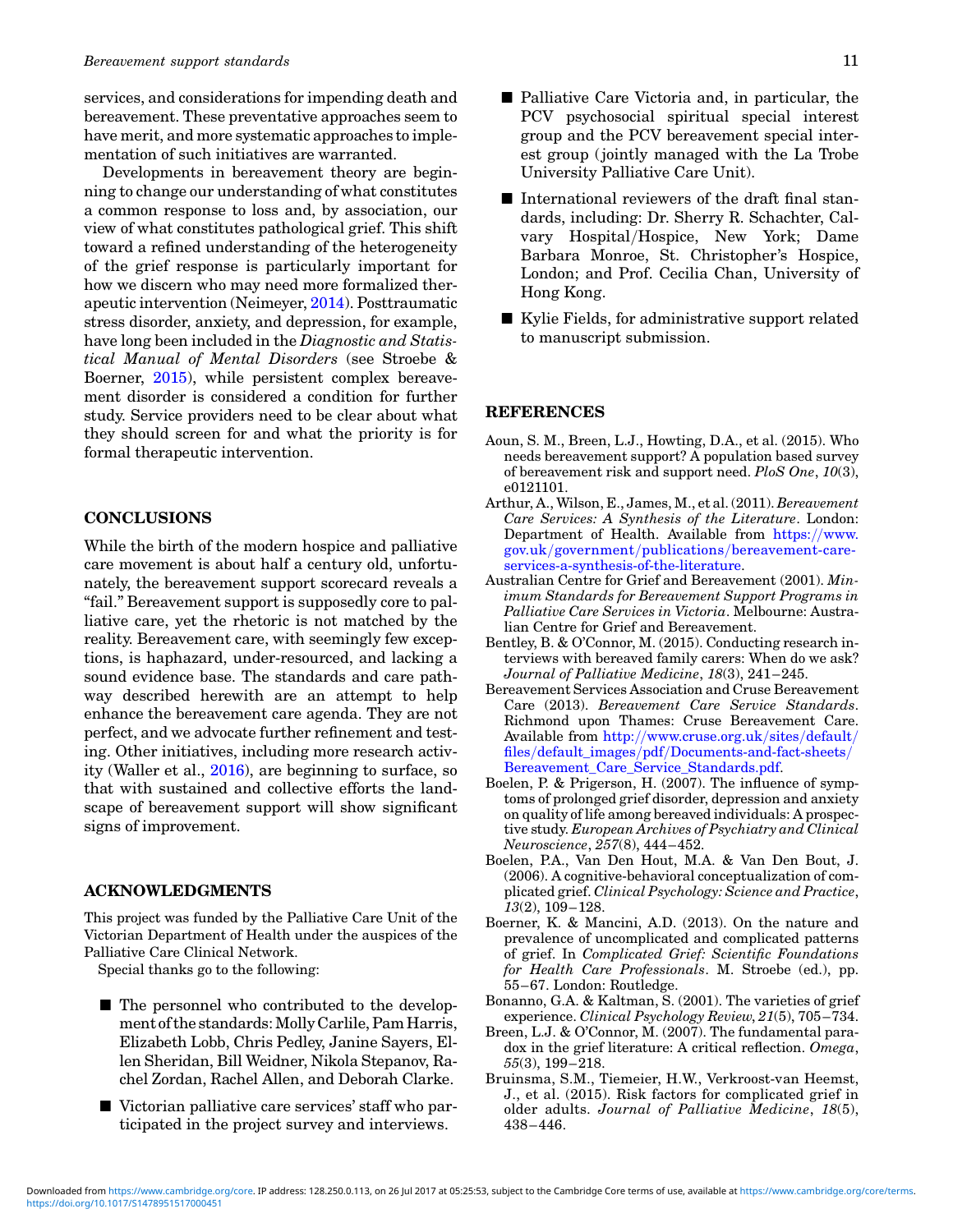services, and considerations for impending death and bereavement. These preventative approaches seem to have merit, and more systematic approaches to implementation of such initiatives are warranted.

Developments in bereavement theory are beginning to change our understanding of what constitutes a common response to loss and, by association, our view of what constitutes pathological grief. This shift toward a refined understanding of the heterogeneity of the grief response is particularly important for how we discern who may need more formalized therapeutic intervention (Neimeyer, 2014). Posttraumatic stress disorder, anxiety, and depression, for example, have long been included in the *Diagnostic and Statistical Manual of Mental Disorders* (see Stroebe & Boerner, 2015), while persistent complex bereavement disorder is considered a condition for further study. Service providers need to be clear about what they should screen for and what the priority is for formal therapeutic intervention.

## CONCLUSIONS

While the birth of the modern hospice and palliative care movement is about half a century old, unfortunately, the bereavement support scorecard reveals a "fail." Bereavement support is supposedly core to palliative care, yet the rhetoric is not matched by the reality. Bereavement care, with seemingly few exceptions, is haphazard, under-resourced, and lacking a sound evidence base. The standards and care pathway described herewith are an attempt to help enhance the bereavement care agenda. They are not perfect, and we advocate further refinement and testing. Other initiatives, including more research activity (Waller et al., 2016), are beginning to surface, so that with sustained and collective efforts the landscape of bereavement support will show significant signs of improvement.

## ACKNOWLEDGMENTS

This project was funded by the Palliative Care Unit of the Victorian Department of Health under the auspices of the Palliative Care Clinical Network.

Special thanks go to the following:

- The personnel who contributed to the development of the standards: Molly Carlile, Pam Harris, Elizabeth Lobb, Chris Pedley, Janine Sayers, Ellen Sheridan, Bill Weidner, Nikola Stepanov, Rachel Zordan, Rachel Allen, and Deborah Clarke.
- Victorian palliative care services' staff who participated in the project survey and interviews.
- Palliative Care Victoria and, in particular, the PCV psychosocial spiritual special interest group and the PCV bereavement special interest group (jointly managed with the La Trobe University Palliative Care Unit).
- International reviewers of the draft final standards, including: Dr. Sherry R. Schachter, Calvary Hospital/Hospice, New York; Dame Barbara Monroe, St. Christopher's Hospice, London; and Prof. Cecilia Chan, University of Hong Kong.
- Kylie Fields, for administrative support related to manuscript submission.

## REFERENCES

Aoun, S. M., Breen, L.J., Howting, D.A., et al. (2015). Who needs bereavement support? A population based survey of bereavement risk and support need. *PloS One*, *10*(3), e0121101.

Arthur, A., Wilson, E., James, M., et al. (2011). *Bereavement Care Services: A Synthesis of the Literature*. London: Department of Health. Available from https://www.gov.uk/government/publications/bereavement-care-services-a-synthesis-of-the-literature.

Australian Centre for Grief and Bereavement (2001). *Minimum Standards for Bereavement Support Programs in Palliative Care Services in Victoria*. Melbourne: Australian Centre for Grief and Bereavement.

Bentley, B. & O'Connor, M. (2015). Conducting research interviews with bereaved family carers: When do we ask? *Journal of Palliative Medicine*, *18*(3), 241–245.

Bereavement Services Association and Cruse Bereavement Care (2013). *Bereavement Care Service Standards*. Richmond upon Thames: Cruse Bereavement Care. Available from http://www.cruse.org.uk/sites/default/files/default_images/pdf/Documents-and-fact-sheets/Bereavement_Care_Service_Standards.pdf.

Boelen, P. & Prigerson, H. (2007). The influence of symptoms of prolonged grief disorder, depression and anxiety on quality of life among bereaved individuals: A prospective study. *European Archives of Psychiatry and Clinical Neuroscience*, *257*(8), 444–452.

Boelen, P.A., Van Den Hout, M.A. & Van Den Bout, J. (2006). A cognitive-behavioral conceptualization of complicated grief. *Clinical Psychology: Science and Practice*, *13*(2), 109–128.

Boerner, K. & Mancini, A.D. (2013). On the nature and prevalence of uncomplicated and complicated patterns of grief. In *Complicated Grief: Scientific Foundations for Health Care Professionals*. M. Stroebe (ed.), pp. 55–67. London: Routledge.

Bonanno, G.A. & Kaltman, S. (2001). The varieties of grief experience. *Clinical Psychology Review*, *21*(5), 705–734.

Breen, L.J. & O'Connor, M. (2007). The fundamental paradox in the grief literature: A critical reflection. *Omega*, *55*(3), 199–218.

Bruinsma, S.M., Tiemeier, H.W., Verkroost-van Heemst, J., et al. (2015). Risk factors for complicated grief in older adults. *Journal of Palliative Medicine*, *18*(5), 438–446.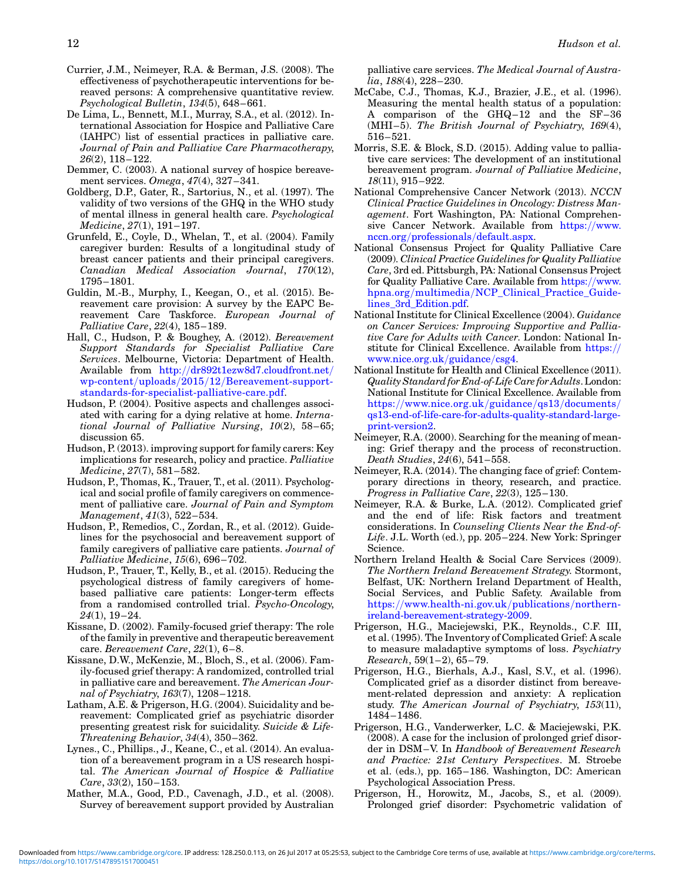Currier, J.M., Neimeyer, R.A. & Berman, J.S. (2008). The effectiveness of psychotherapeutic interventions for bereaved persons: A comprehensive quantitative review. *Psychological Bulletin*, *134*(5), 648–661.

De Lima, L., Bennett, M.I., Murray, S.A., et al. (2012). International Association for Hospice and Palliative Care (IAHPC) list of essential practices in palliative care. *Journal of Pain and Palliative Care Pharmacotherapy*, *26*(2), 118–122.

Demmer, C. (2003). A national survey of hospice bereavement services. *Omega*, *47*(4), 327–341.

Goldberg, D.P., Gater, R., Sartorius, N., et al. (1997). The validity of two versions of the GHQ in the WHO study of mental illness in general health care. *Psychological Medicine*, *27*(1), 191–197.

Grunfeld, E., Coyle, D., Whelan, T., et al. (2004). Family caregiver burden: Results of a longitudinal study of breast cancer patients and their principal caregivers. *Canadian Medical Association Journal*, *170*(12), 1795–1801.

Guldin, M.-B., Murphy, I., Keegan, O., et al. (2015). Bereavement care provision: A survey by the EAPC Bereavement Care Taskforce. *European Journal of Palliative Care*, *22*(4), 185–189.

Hall, C., Hudson, P. & Boughey, A. (2012). *Bereavement Support Standards for Specialist Palliative Care Services*. Melbourne, Victoria: Department of Health. Available from http://dr892t1ezw8d7.cloudfront.net/wp-content/uploads/2015/12/Bereavement-support-standards-for-specialist-palliative-care.pdf.

Hudson, P. (2004). Positive aspects and challenges associated with caring for a dying relative at home. *International Journal of Palliative Nursing*, *10*(2), 58–65; discussion 65.

Hudson, P. (2013). improving support for family carers: Key implications for research, policy and practice. *Palliative Medicine*, *27*(7), 581–582.

Hudson, P., Thomas, K., Trauer, T., et al. (2011). Psychological and social profile of family caregivers on commencement of palliative care. *Journal of Pain and Symptom Management*, *41*(3), 522–534.

Hudson, P., Remedios, C., Zordan, R., et al. (2012). Guidelines for the psychosocial and bereavement support of family caregivers of palliative care patients. *Journal of Palliative Medicine*, *15*(6), 696–702.

Hudson, P., Trauer, T., Kelly, B., et al. (2015). Reducing the psychological distress of family caregivers of home-based palliative care patients: Longer-term effects from a randomised controlled trial. *Psycho-Oncology*, *24*(1), 19–24.

Kissane, D. (2002). Family-focused grief therapy: The role of the family in preventive and therapeutic bereavement care. *Bereavement Care*, *22*(1), 6–8.

Kissane, D.W., McKenzie, M., Bloch, S., et al. (2006). Family-focused grief therapy: A randomized, controlled trial in palliative care and bereavement. *The American Journal of Psychiatry*, *163*(7), 1208–1218.

Latham, A.E. & Prigerson, H.G. (2004). Suicidality and bereavement: Complicated grief as psychiatric disorder presenting greatest risk for suicidality. *Suicide & Life-Threatening Behavior*, *34*(4), 350–362.

Lynes., C., Phillips., J., Keane, C., et al. (2014). An evaluation of a bereavement program in a US research hospital. *The American Journal of Hospice & Palliative Care*, *33*(2), 150–153.

Mather, M.A., Good, P.D., Cavenagh, J.D., et al. (2008). Survey of bereavement support provided by Australian palliative care services. *The Medical Journal of Australia*, *188*(4), 228–230.

McCabe, C.J., Thomas, K.J., Brazier, J.E., et al. (1996). Measuring the mental health status of a population: A comparison of the GHQ–12 and the SF–36 (MHI–5). *The British Journal of Psychiatry*, *169*(4), 516–521.

Morris, S.E. & Block, S.D. (2015). Adding value to palliative care services: The development of an institutional bereavement program. *Journal of Palliative Medicine*, *18*(11), 915–922.

National Comprehensive Cancer Network (2013). *NCCN Clinical Practice Guidelines in Oncology: Distress Management*. Fort Washington, PA: National Comprehensive Cancer Network. Available from https://www.nccn.org/professionals/default.aspx.

National Consensus Project for Quality Palliative Care (2009). *Clinical Practice Guidelines for Quality Palliative Care*, 3rd ed. Pittsburgh, PA: National Consensus Project for Quality Palliative Care. Available from https://www.hpna.org/multimedia/NCP_Clinical_Practice_Guidelines_3rd_Edition.pdf.

National Institute for Clinical Excellence (2004). *Guidance on Cancer Services: Improving Supportive and Palliative Care for Adults with Cancer*. London: National Institute for Clinical Excellence. Available from https://www.nice.org.uk/guidance/csg4.

National Institute for Health and Clinical Excellence (2011). *Quality Standard for End-of-Life Care for Adults*. London: National Institute for Clinical Excellence. Available from https://www.nice.org.uk/guidance/qs13/documents/qs13-end-of-life-care-for-adults-quality-standard-large-print-version2.

Neimeyer, R.A. (2000). Searching for the meaning of meaning: Grief therapy and the process of reconstruction. *Death Studies*, *24*(6), 541–558.

Neimeyer, R.A. (2014). The changing face of grief: Contemporary directions in theory, research, and practice. *Progress in Palliative Care*, *22*(3), 125–130.

Neimeyer, R.A. & Burke, L.A. (2012). Complicated grief and the end of life: Risk factors and treatment considerations. In *Counseling Clients Near the End-of-Life*. J.L. Worth (ed.), pp. 205–224. New York: Springer Science.

Northern Ireland Health & Social Care Services (2009). *The Northern Ireland Bereavement Strategy.* Stormont, Belfast, UK: Northern Ireland Department of Health, Social Services, and Public Safety. Available from https://www.health-ni.gov.uk/publications/northern-ireland-bereavement-strategy-2009.

Prigerson, H.G., Maciejewski, P.K., Reynolds., C.F. III, et al. (1995). The Inventory of Complicated Grief: A scale to measure maladaptive symptoms of loss. *Psychiatry Research*, 59(1–2), 65–79.

Prigerson, H.G., Bierhals, A.J., Kasl, S.V., et al. (1996). Complicated grief as a disorder distinct from bereavement-related depression and anxiety: A replication study. *The American Journal of Psychiatry*, *153*(11), 1484–1486.

Prigerson, H.G., Vanderwerker, L.C. & Maciejewski, P.K. (2008). A case for the inclusion of prolonged grief disorder in DSM–V. In *Handbook of Bereavement Research and Practice: 21st Century Perspectives*. M. Stroebe et al. (eds.), pp. 165–186. Washington, DC: American Psychological Association Press.

Prigerson, H., Horowitz, M., Jacobs, S., et al. (2009). Prolonged grief disorder: Psychometric validation of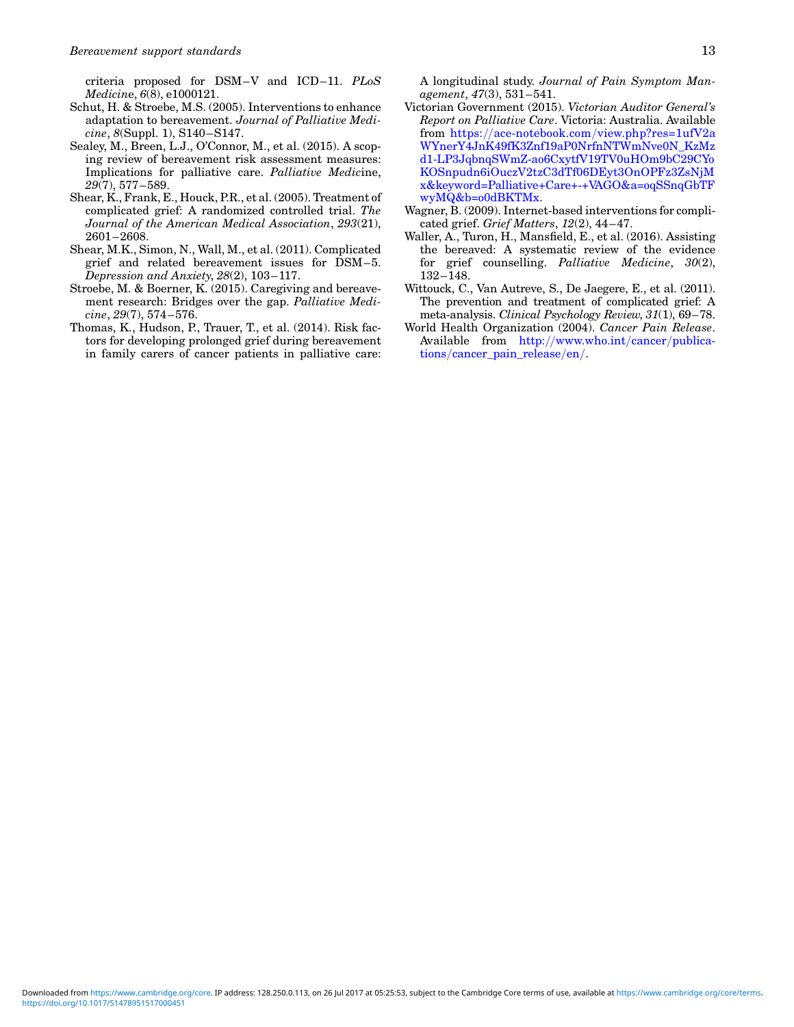criteria proposed for DSM–V and ICD–11. *PLoS Medicine*, *6*(8), e1000121.

Schut, H. & Stroebe, M.S. (2005). Interventions to enhance adaptation to bereavement. *Journal of Palliative Medicine*, *8*(Suppl. 1), S140–S147.

Sealey, M., Breen, L.J., O'Connor, M., et al. (2015). A scoping review of bereavement risk assessment measures: Implications for palliative care. *Palliative Medicine*, *29*(7), 577–589.

Shear, K., Frank, E., Houck, P.R., et al. (2005). Treatment of complicated grief: A randomized controlled trial. *The Journal of the American Medical Association*, *293*(21), 2601–2608.

Shear, M.K., Simon, N., Wall, M., et al. (2011). Complicated grief and related bereavement issues for DSM–5. *Depression and Anxiety*, *28*(2), 103–117.

Stroebe, M. & Boerner, K. (2015). Caregiving and bereavement research: Bridges over the gap. *Palliative Medicine*, *29*(7), 574–576.

Thomas, K., Hudson, P., Trauer, T., et al. (2014). Risk factors for developing prolonged grief during bereavement in family carers of cancer patients in palliative care: A longitudinal study. *Journal of Pain Symptom Management*, *47*(3), 531–541.

Victorian Government (2015). *Victorian Auditor General's Report on Palliative Care*. Victoria: Australia. Available from https://ace-notebook.com/view.php?res=1ufV2aWYnerY4JnK49fK3Znf19aP0NrfnNTWmNve0N_KzMzd1-LP3JqbnqSWmZ-ao6CxytfV19TV0uHOm9bC29CYoKOSnpudn6iOuczV2tzC3dTf06DEyt3OnOPFz3ZsNjMx&keyword=Palliative+Care+-+VAGO&a=oqSSnqGbTFwyMQ&b=o0dBKTMx.

Wagner, B. (2009). Internet-based interventions for complicated grief. *Grief Matters*, *12*(2), 44–47.

Waller, A., Turon, H., Mansfield, E., et al. (2016). Assisting the bereaved: A systematic review of the evidence for grief counselling. *Palliative Medicine*, *30*(2), 132–148.

Wittouck, C., Van Autreve, S., De Jaegere, E., et al. (2011). The prevention and treatment of complicated grief: A meta-analysis. *Clinical Psychology Review*, *31*(1), 69–78.

World Health Organization (2004). *Cancer Pain Release*. Available from http://www.who.int/cancer/publications/cancer_pain_release/en/.